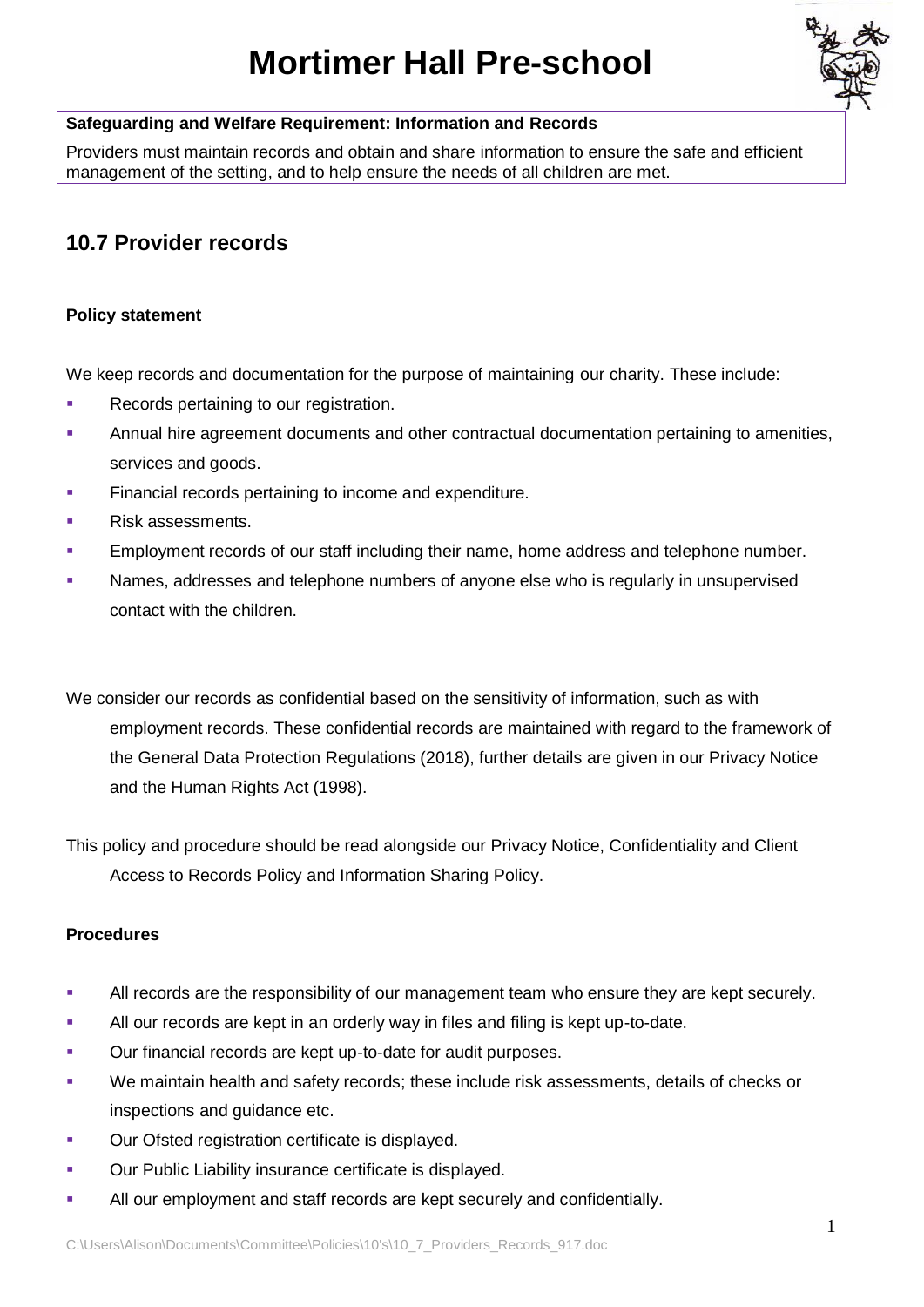# Mortimer Hall Pre-school

**Safeguarding and Welfare Requirement: Information and Records**

Providers must maintain records and obtain and share information to ensure the safe and efficient management of the setting, and to help ensure the needs of all children are met.

## 10.7 Provider records

### Policy statement

We keep records and documentation for the purpose of maintaining our charity. These include:

- Records pertaining to our registration.
- Annual hire agreement documents and other contractual documentation pertaining to amenities, services and goods.
- Financial records pertaining to income and expenditure.
- Risk assessments.
- Employment records of our staff including their name, home address and telephone number.
- Names, addresses and telephone numbers of anyone else who is regularly in unsupervised contact with the children.

We consider our records as confidential based on the sensitivity of information, such as with employment records. These confidential records are maintained with regard to the framework of the General Data Protection Regulations (2018), further details are given in our Privacy Notice and the Human Rights Act (1998).

This policy and procedure should be read alongside our Privacy Notice, Confidentiality and Client Access to Records Policy and Information Sharing Policy.

### Procedures

- All records are the responsibility of our management team who ensure they are kept securely.
- All our records are kept in an orderly way in files and filing is kept up-to-date.
- Our financial records are kept up-to-date for audit purposes.
- We maintain health and safety records; these include risk assessments, details of checks or inspections and guidance etc.
- Our Ofsted registration certificate is displayed.
- Our Public Liability insurance certificate is displayed.
- All our employment and staff records are kept securely and confidentially.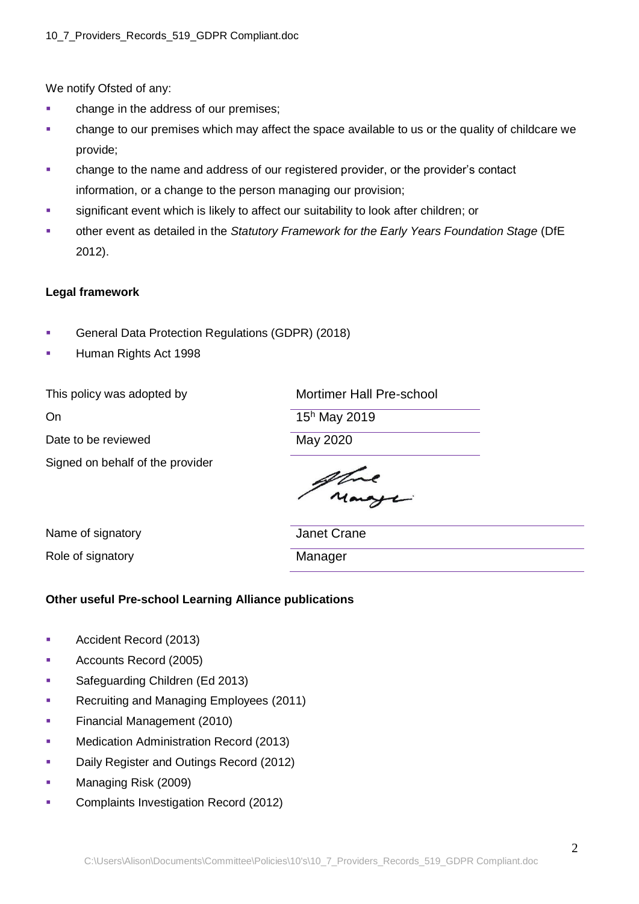We notify Ofsted of any:

- change in the address of our premises;
- change to our premises which may affect the space available to us or the quality of childcare we provide;
- change to the name and address of our registered provider, or the provider's contact information, or a change to the person managing our provision;
- significant event which is likely to affect our suitability to look after children; or
- other event as detailed in the *Statutory Framework for the Early Years Foundation Stage* (DfE 2012).

**Legal framework**

- General Data Protection Regulations (GDPR) (2018)
- Human Rights Act 1998

| | |
|---|---|
| This policy was adopted by | Mortimer Hall Pre-school |
| On | 15h May 2019 |
| Date to be reviewed | May 2020 |
| Signed on behalf of the provider | |
| Name of signatory | Janet Crane |
| Role of signatory | Manager |

**Other useful Pre-school Learning Alliance publications**

- Accident Record (2013)
- Accounts Record (2005)
- Safeguarding Children (Ed 2013)
- Recruiting and Managing Employees (2011)
- Financial Management (2010)
- Medication Administration Record (2013)
- Daily Register and Outings Record (2012)
- Managing Risk (2009)
- Complaints Investigation Record (2012)